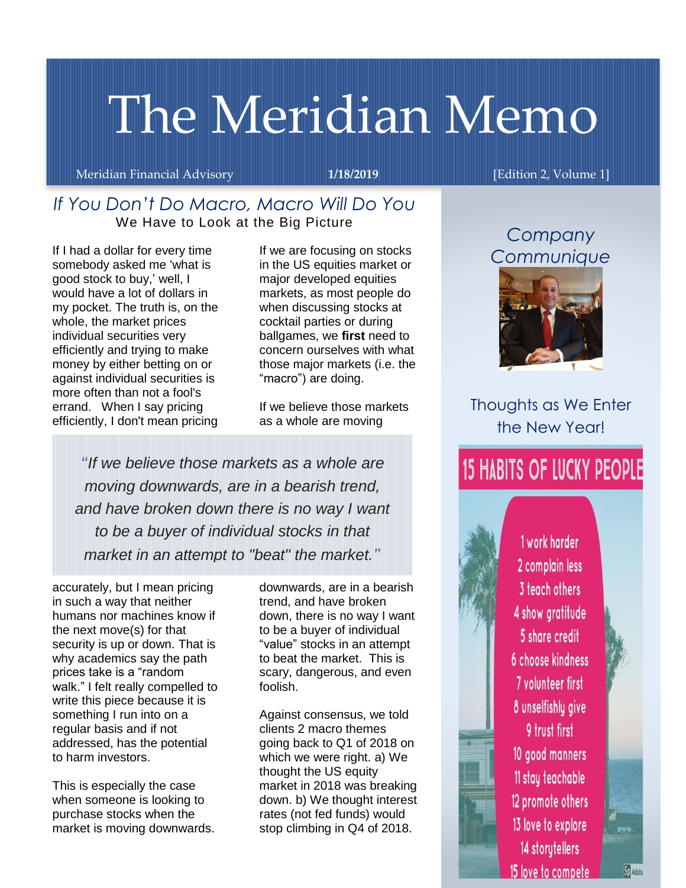# The Meridian Memo

Meridian Financial Advisory | **1/18/2019** | [Edition 2, Volume 1]

## *If You Don't Do Macro, Macro Will Do You*

We Have to Look at the Big Picture

If I had a dollar for every time somebody asked me 'what is good stock to buy,' well, I would have a lot of dollars in my pocket. The truth is, on the whole, the market prices individual securities very efficiently and trying to make money by either betting on or against individual securities is more often than not a fool's errand. When I say pricing efficiently, I don't mean pricing accurately, but I mean pricing in such a way that neither humans nor machines know if the next move(s) for that security is up or down. That is why academics say the path prices take is a "random walk." I felt really compelled to write this piece because it is something I run into on a regular basis and if not addressed, has the potential to harm investors.

This is especially the case when someone is looking to purchase stocks when the market is moving downwards.

If we are focusing on stocks in the US equities market or major developed equities markets, as most people do when discussing stocks at cocktail parties or during ballgames, we **first** need to concern ourselves with what those major markets (i.e. the "macro") are doing.

If we believe those markets as a whole are moving downwards, are in a bearish trend, and have broken down, there is no way I want to be a buyer of individual "value" stocks in an attempt to beat the market. This is scary, dangerous, and even foolish.

> *"If we believe those markets as a whole are moving downwards, are in a bearish trend, and have broken down there is no way I want to be a buyer of individual stocks in that market in an attempt to "beat" the market."*

Against consensus, we told clients 2 macro themes going back to Q1 of 2018 on which we were right. a) We thought the US equity market in 2018 was breaking down. b) We thought interest rates (not fed funds) would stop climbing in Q4 of 2018.

## *Company Communique*

Thoughts as We Enter the New Year!

**15 HABITS OF LUCKY PEOPLE**

1. work harder
2. complain less
3. teach others
4. show gratitude
5. share credit
6. choose kindness
7. volunteer first
8. unselfishly give
9. trust first
10. good manners
11. stay teachable
12. promote others
13. love to explore
14. storytellers
15. love to compete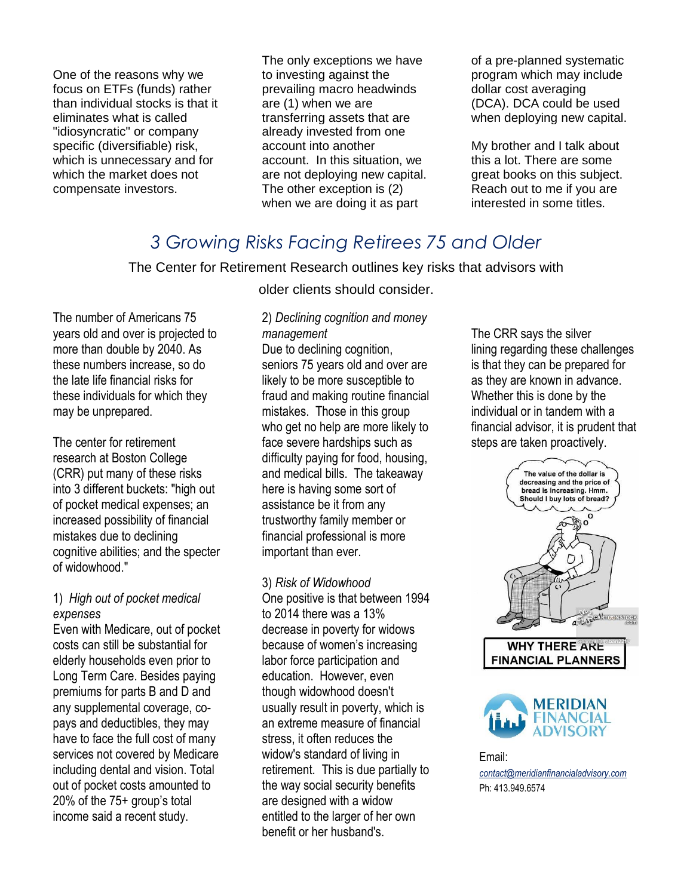One of the reasons why we focus on ETFs (funds) rather than individual stocks is that it eliminates what is called "idiosyncratic" or company specific (diversifiable) risk, which is unnecessary and for which the market does not compensate investors.

The only exceptions we have to investing against the prevailing macro headwinds are (1) when we are transferring assets that are already invested from one account into another account. In this situation, we are not deploying new capital. The other exception is (2) when we are doing it as part of a pre-planned systematic program which may include dollar cost averaging (DCA). DCA could be used when deploying new capital.

My brother and I talk about this a lot. There are some great books on this subject. Reach out to me if you are interested in some titles.

## *3 Growing Risks Facing Retirees 75 and Older*

The Center for Retirement Research outlines key risks that advisors with older clients should consider.

The number of Americans 75 years old and over is projected to more than double by 2040. As these numbers increase, so do the late life financial risks for these individuals for which they may be unprepared.

The center for retirement research at Boston College (CRR) put many of these risks into 3 different buckets: "high out of pocket medical expenses; an increased possibility of financial mistakes due to declining cognitive abilities; and the specter of widowhood."

1) *High out of pocket medical expenses*
Even with Medicare, out of pocket costs can still be substantial for elderly households even prior to Long Term Care. Besides paying premiums for parts B and D and any supplemental coverage, co-pays and deductibles, they may have to face the full cost of many services not covered by Medicare including dental and vision. Total out of pocket costs amounted to 20% of the 75+ group's total income said a recent study.

2) *Declining cognition and money management*
Due to declining cognition, seniors 75 years old and over are likely to be more susceptible to fraud and making routine financial mistakes. Those in this group who get no help are more likely to face severe hardships such as difficulty paying for food, housing, and medical bills. The takeaway here is having some sort of assistance be it from any trustworthy family member or financial professional is more important than ever.

3) *Risk of Widowhood*
One positive is that between 1994 to 2014 there was a 13% decrease in poverty for widows because of women's increasing labor force participation and education. However, even though widowhood doesn't usually result in poverty, which is an extreme measure of financial stress, it often reduces the widow's standard of living in retirement. This is due partially to the way social security benefits are designed with a widow entitled to the larger of her own benefit or her husband's.

The CRR says the silver lining regarding these challenges is that they can be prepared for as they are known in advance. Whether this is done by the individual or in tandem with a financial advisor, it is prudent that steps are taken proactively.

The value of the dollar is decreasing and the price of bread is increasing. Hmm. Should I buy lots of bread?

WHY THERE ARE FINANCIAL PLANNERS

MERIDIAN FINANCIAL ADVISORY

Email:
*contact@meridianfinancialadvisory.com*
Ph: 413.949.6574